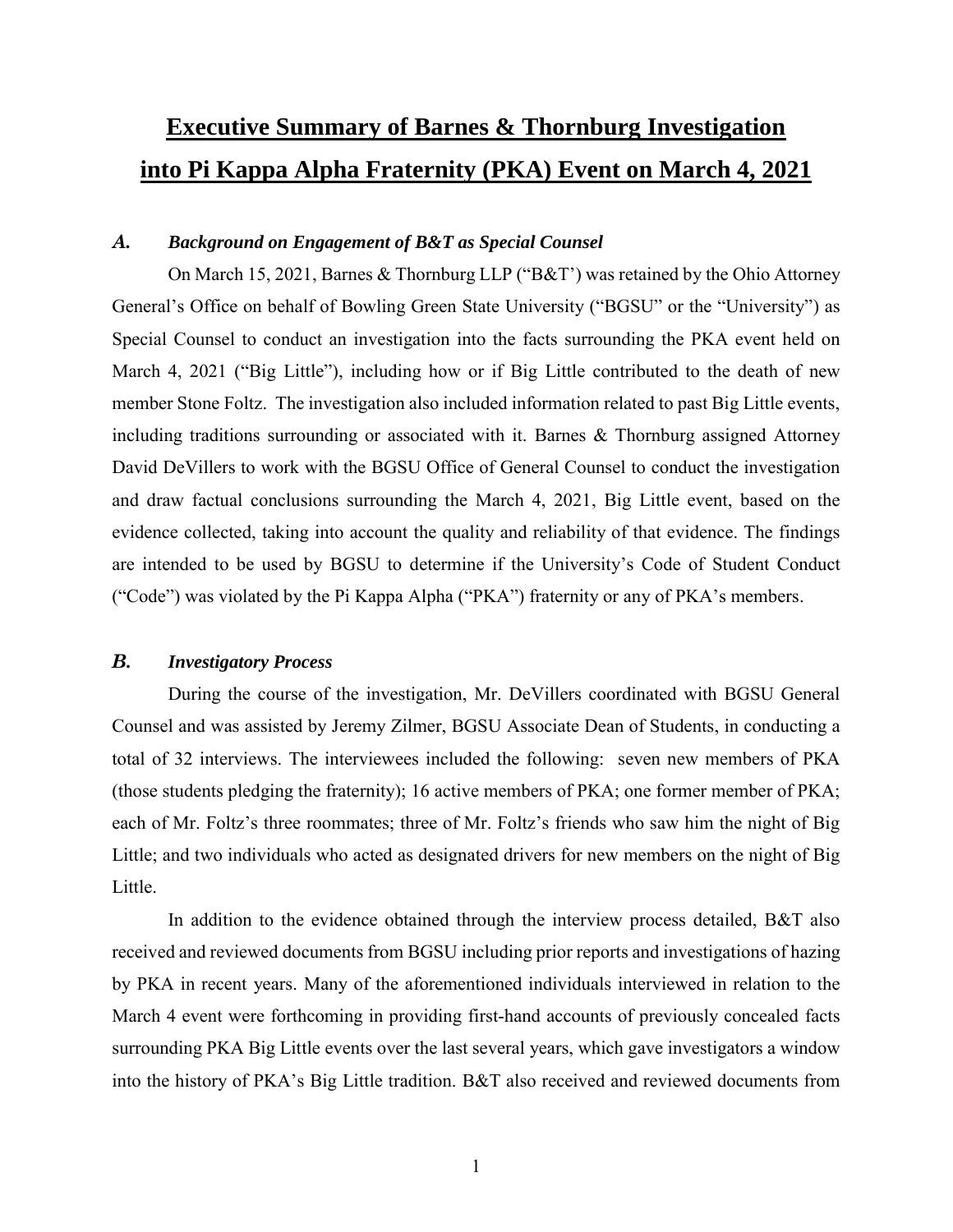# Executive Summary of Barnes & Thornburg Investigation into Pi Kappa Alpha Fraternity (PKA) Event on March 4, 2021

## *A. Background on Engagement of B&T as Special Counsel*

On March 15, 2021, Barnes & Thornburg LLP ("B&T') was retained by the Ohio Attorney General's Office on behalf of Bowling Green State University ("BGSU" or the "University") as Special Counsel to conduct an investigation into the facts surrounding the PKA event held on March 4, 2021 ("Big Little"), including how or if Big Little contributed to the death of new member Stone Foltz. The investigation also included information related to past Big Little events, including traditions surrounding or associated with it. Barnes & Thornburg assigned Attorney David DeVillers to work with the BGSU Office of General Counsel to conduct the investigation and draw factual conclusions surrounding the March 4, 2021, Big Little event, based on the evidence collected, taking into account the quality and reliability of that evidence. The findings are intended to be used by BGSU to determine if the University's Code of Student Conduct ("Code") was violated by the Pi Kappa Alpha ("PKA") fraternity or any of PKA's members.

## *B. Investigatory Process*

During the course of the investigation, Mr. DeVillers coordinated with BGSU General Counsel and was assisted by Jeremy Zilmer, BGSU Associate Dean of Students, in conducting a total of 32 interviews. The interviewees included the following: seven new members of PKA (those students pledging the fraternity); 16 active members of PKA; one former member of PKA; each of Mr. Foltz's three roommates; three of Mr. Foltz's friends who saw him the night of Big Little; and two individuals who acted as designated drivers for new members on the night of Big Little.

In addition to the evidence obtained through the interview process detailed, B&T also received and reviewed documents from BGSU including prior reports and investigations of hazing by PKA in recent years. Many of the aforementioned individuals interviewed in relation to the March 4 event were forthcoming in providing first-hand accounts of previously concealed facts surrounding PKA Big Little events over the last several years, which gave investigators a window into the history of PKA's Big Little tradition. B&T also received and reviewed documents from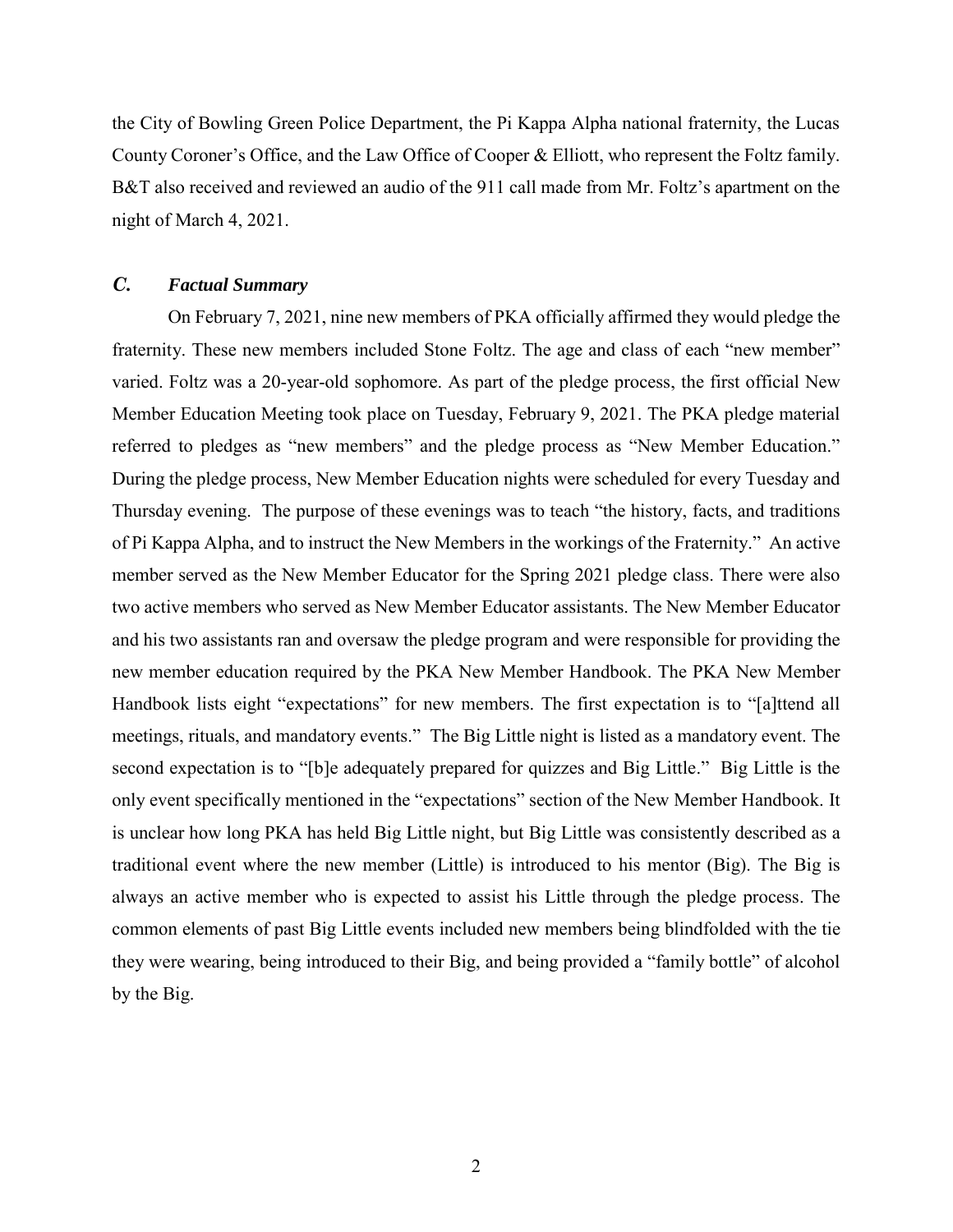the City of Bowling Green Police Department, the Pi Kappa Alpha national fraternity, the Lucas County Coroner's Office, and the Law Office of Cooper & Elliott, who represent the Foltz family. B&T also received and reviewed an audio of the 911 call made from Mr. Foltz's apartment on the night of March 4, 2021.

### *C. Factual Summary*

On February 7, 2021, nine new members of PKA officially affirmed they would pledge the fraternity. These new members included Stone Foltz. The age and class of each "new member" varied. Foltz was a 20-year-old sophomore. As part of the pledge process, the first official New Member Education Meeting took place on Tuesday, February 9, 2021. The PKA pledge material referred to pledges as "new members" and the pledge process as "New Member Education." During the pledge process, New Member Education nights were scheduled for every Tuesday and Thursday evening. The purpose of these evenings was to teach "the history, facts, and traditions of Pi Kappa Alpha, and to instruct the New Members in the workings of the Fraternity." An active member served as the New Member Educator for the Spring 2021 pledge class. There were also two active members who served as New Member Educator assistants. The New Member Educator and his two assistants ran and oversaw the pledge program and were responsible for providing the new member education required by the PKA New Member Handbook. The PKA New Member Handbook lists eight "expectations" for new members. The first expectation is to "[a]ttend all meetings, rituals, and mandatory events." The Big Little night is listed as a mandatory event. The second expectation is to "[b]e adequately prepared for quizzes and Big Little." Big Little is the only event specifically mentioned in the "expectations" section of the New Member Handbook. It is unclear how long PKA has held Big Little night, but Big Little was consistently described as a traditional event where the new member (Little) is introduced to his mentor (Big). The Big is always an active member who is expected to assist his Little through the pledge process. The common elements of past Big Little events included new members being blindfolded with the tie they were wearing, being introduced to their Big, and being provided a "family bottle" of alcohol by the Big.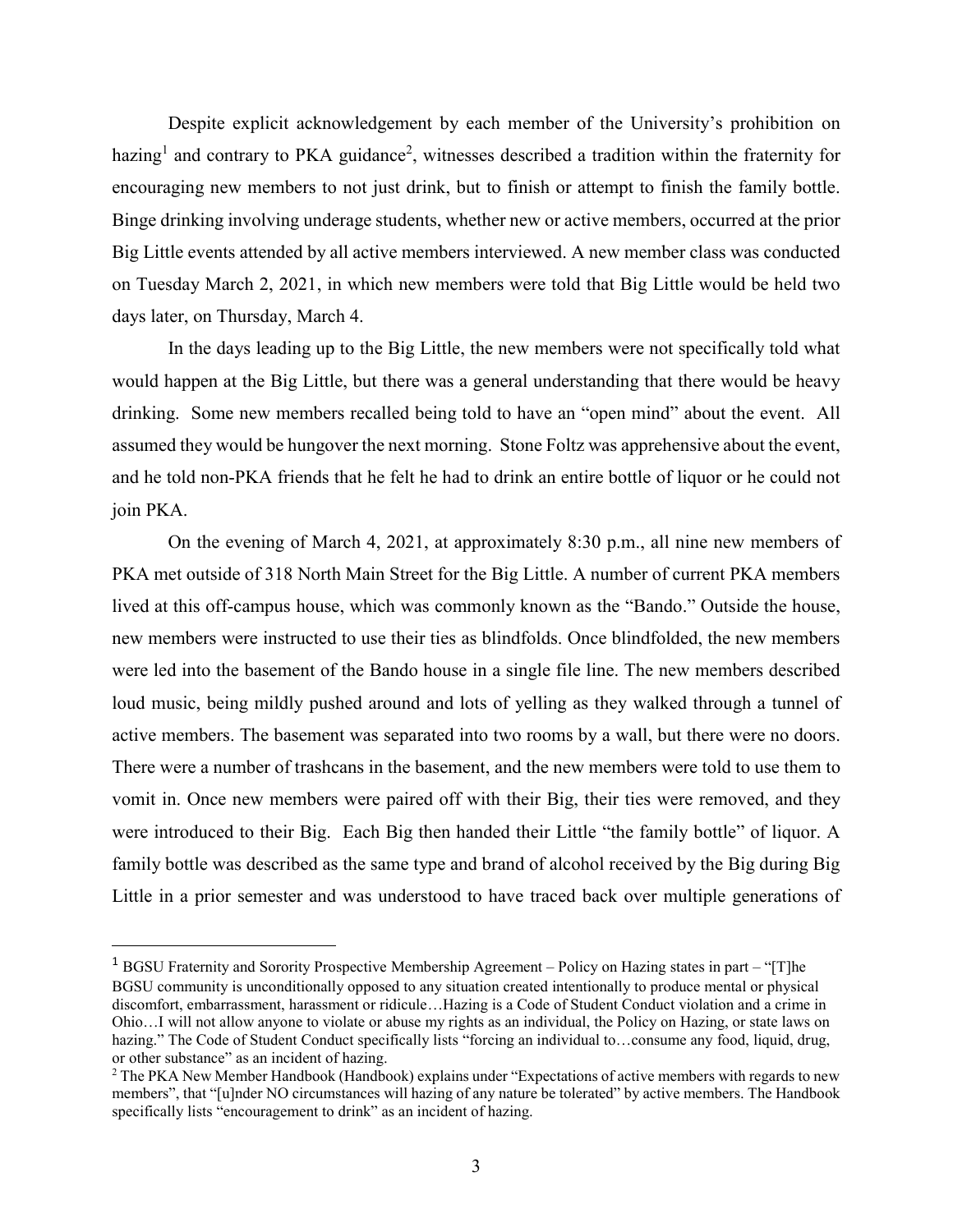Despite explicit acknowledgement by each member of the University's prohibition on hazing[1] and contrary to PKA guidance[2], witnesses described a tradition within the fraternity for encouraging new members to not just drink, but to finish or attempt to finish the family bottle. Binge drinking involving underage students, whether new or active members, occurred at the prior Big Little events attended by all active members interviewed. A new member class was conducted on Tuesday March 2, 2021, in which new members were told that Big Little would be held two days later, on Thursday, March 4.

In the days leading up to the Big Little, the new members were not specifically told what would happen at the Big Little, but there was a general understanding that there would be heavy drinking. Some new members recalled being told to have an "open mind" about the event. All assumed they would be hungover the next morning. Stone Foltz was apprehensive about the event, and he told non-PKA friends that he felt he had to drink an entire bottle of liquor or he could not join PKA.

On the evening of March 4, 2021, at approximately 8:30 p.m., all nine new members of PKA met outside of 318 North Main Street for the Big Little. A number of current PKA members lived at this off-campus house, which was commonly known as the "Bando." Outside the house, new members were instructed to use their ties as blindfolds. Once blindfolded, the new members were led into the basement of the Bando house in a single file line. The new members described loud music, being mildly pushed around and lots of yelling as they walked through a tunnel of active members. The basement was separated into two rooms by a wall, but there were no doors. There were a number of trashcans in the basement, and the new members were told to use them to vomit in. Once new members were paired off with their Big, their ties were removed, and they were introduced to their Big. Each Big then handed their Little "the family bottle" of liquor. A family bottle was described as the same type and brand of alcohol received by the Big during Big Little in a prior semester and was understood to have traced back over multiple generations of

---

[1] BGSU Fraternity and Sorority Prospective Membership Agreement – Policy on Hazing states in part – "[T]he BGSU community is unconditionally opposed to any situation created intentionally to produce mental or physical discomfort, embarrassment, harassment or ridicule…Hazing is a Code of Student Conduct violation and a crime in Ohio…I will not allow anyone to violate or abuse my rights as an individual, the Policy on Hazing, or state laws on hazing." The Code of Student Conduct specifically lists "forcing an individual to…consume any food, liquid, drug, or other substance" as an incident of hazing.

[2] The PKA New Member Handbook (Handbook) explains under "Expectations of active members with regards to new members", that "[u]nder NO circumstances will hazing of any nature be tolerated" by active members. The Handbook specifically lists "encouragement to drink" as an incident of hazing.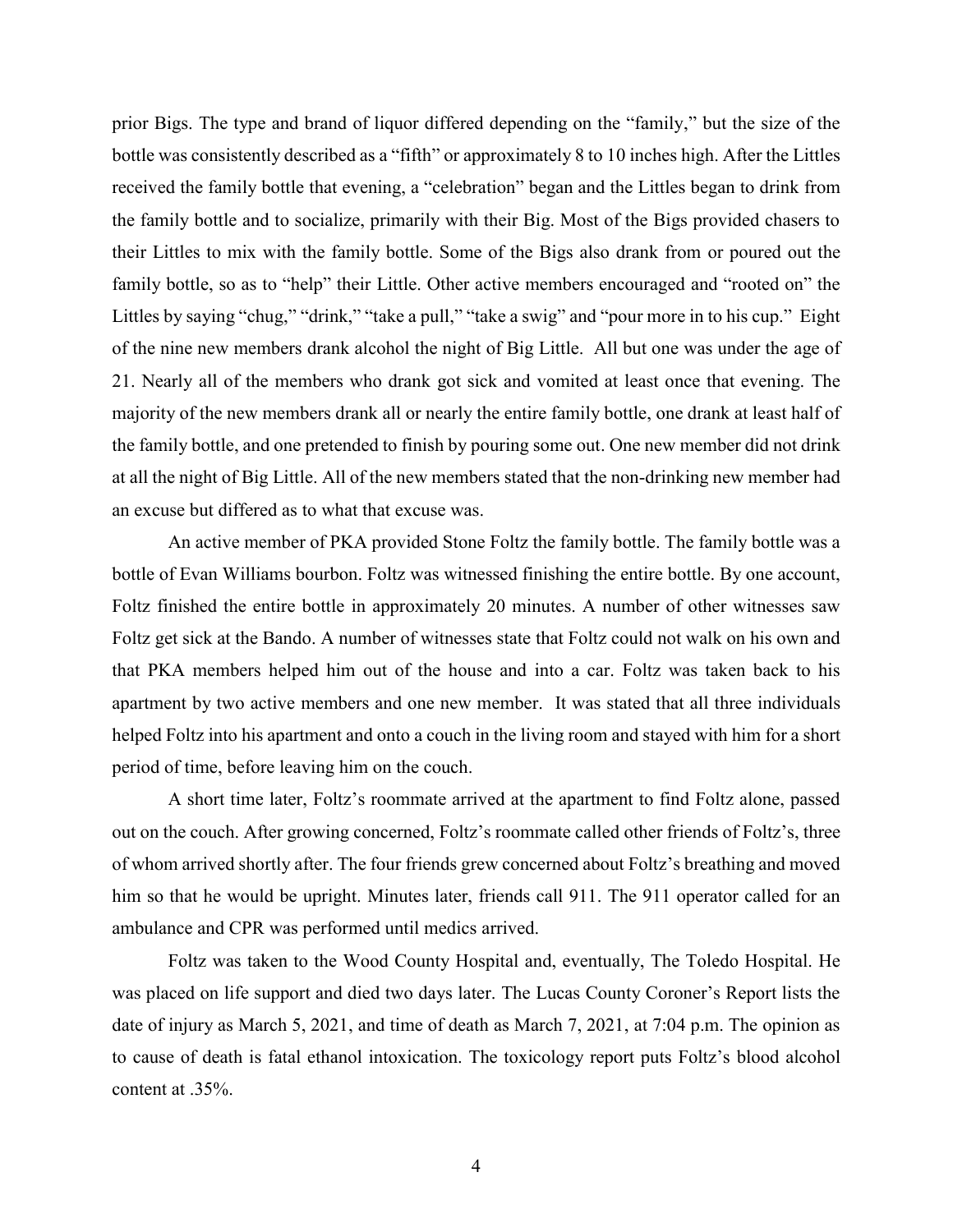prior Bigs. The type and brand of liquor differed depending on the "family," but the size of the bottle was consistently described as a "fifth" or approximately 8 to 10 inches high. After the Littles received the family bottle that evening, a "celebration" began and the Littles began to drink from the family bottle and to socialize, primarily with their Big. Most of the Bigs provided chasers to their Littles to mix with the family bottle. Some of the Bigs also drank from or poured out the family bottle, so as to "help" their Little. Other active members encouraged and "rooted on" the Littles by saying "chug," "drink," "take a pull," "take a swig" and "pour more in to his cup." Eight of the nine new members drank alcohol the night of Big Little. All but one was under the age of 21. Nearly all of the members who drank got sick and vomited at least once that evening. The majority of the new members drank all or nearly the entire family bottle, one drank at least half of the family bottle, and one pretended to finish by pouring some out. One new member did not drink at all the night of Big Little. All of the new members stated that the non-drinking new member had an excuse but differed as to what that excuse was.

An active member of PKA provided Stone Foltz the family bottle. The family bottle was a bottle of Evan Williams bourbon. Foltz was witnessed finishing the entire bottle. By one account, Foltz finished the entire bottle in approximately 20 minutes. A number of other witnesses saw Foltz get sick at the Bando. A number of witnesses state that Foltz could not walk on his own and that PKA members helped him out of the house and into a car. Foltz was taken back to his apartment by two active members and one new member. It was stated that all three individuals helped Foltz into his apartment and onto a couch in the living room and stayed with him for a short period of time, before leaving him on the couch.

A short time later, Foltz's roommate arrived at the apartment to find Foltz alone, passed out on the couch. After growing concerned, Foltz's roommate called other friends of Foltz's, three of whom arrived shortly after. The four friends grew concerned about Foltz's breathing and moved him so that he would be upright. Minutes later, friends call 911. The 911 operator called for an ambulance and CPR was performed until medics arrived.

Foltz was taken to the Wood County Hospital and, eventually, The Toledo Hospital. He was placed on life support and died two days later. The Lucas County Coroner's Report lists the date of injury as March 5, 2021, and time of death as March 7, 2021, at 7:04 p.m. The opinion as to cause of death is fatal ethanol intoxication. The toxicology report puts Foltz's blood alcohol content at .35%.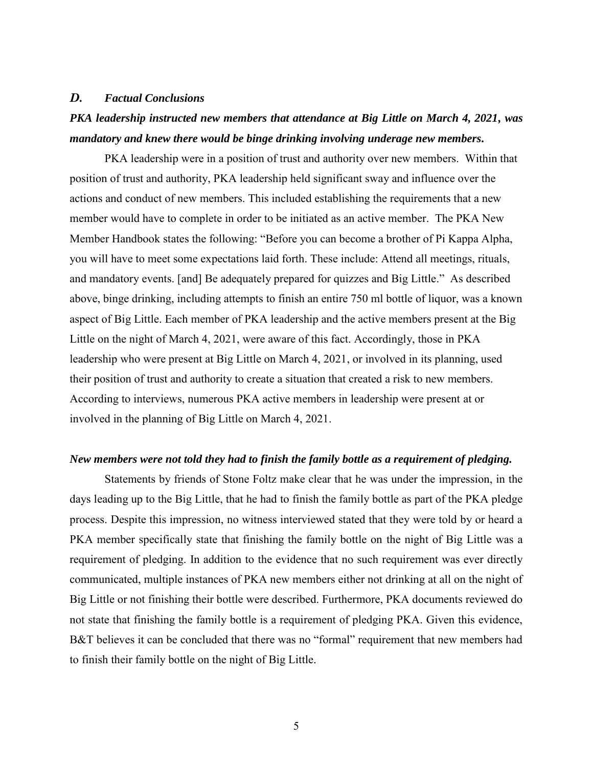### *D. Factual Conclusions*

***PKA leadership instructed new members that attendance at Big Little on March 4, 2021, was mandatory and knew there would be binge drinking involving underage new members.***

PKA leadership were in a position of trust and authority over new members. Within that position of trust and authority, PKA leadership held significant sway and influence over the actions and conduct of new members. This included establishing the requirements that a new member would have to complete in order to be initiated as an active member. The PKA New Member Handbook states the following: "Before you can become a brother of Pi Kappa Alpha, you will have to meet some expectations laid forth. These include: Attend all meetings, rituals, and mandatory events. [and] Be adequately prepared for quizzes and Big Little." As described above, binge drinking, including attempts to finish an entire 750 ml bottle of liquor, was a known aspect of Big Little. Each member of PKA leadership and the active members present at the Big Little on the night of March 4, 2021, were aware of this fact. Accordingly, those in PKA leadership who were present at Big Little on March 4, 2021, or involved in its planning, used their position of trust and authority to create a situation that created a risk to new members. According to interviews, numerous PKA active members in leadership were present at or involved in the planning of Big Little on March 4, 2021.

***New members were not told they had to finish the family bottle as a requirement of pledging.***

Statements by friends of Stone Foltz make clear that he was under the impression, in the days leading up to the Big Little, that he had to finish the family bottle as part of the PKA pledge process. Despite this impression, no witness interviewed stated that they were told by or heard a PKA member specifically state that finishing the family bottle on the night of Big Little was a requirement of pledging. In addition to the evidence that no such requirement was ever directly communicated, multiple instances of PKA new members either not drinking at all on the night of Big Little or not finishing their bottle were described. Furthermore, PKA documents reviewed do not state that finishing the family bottle is a requirement of pledging PKA. Given this evidence, B&T believes it can be concluded that there was no "formal" requirement that new members had to finish their family bottle on the night of Big Little.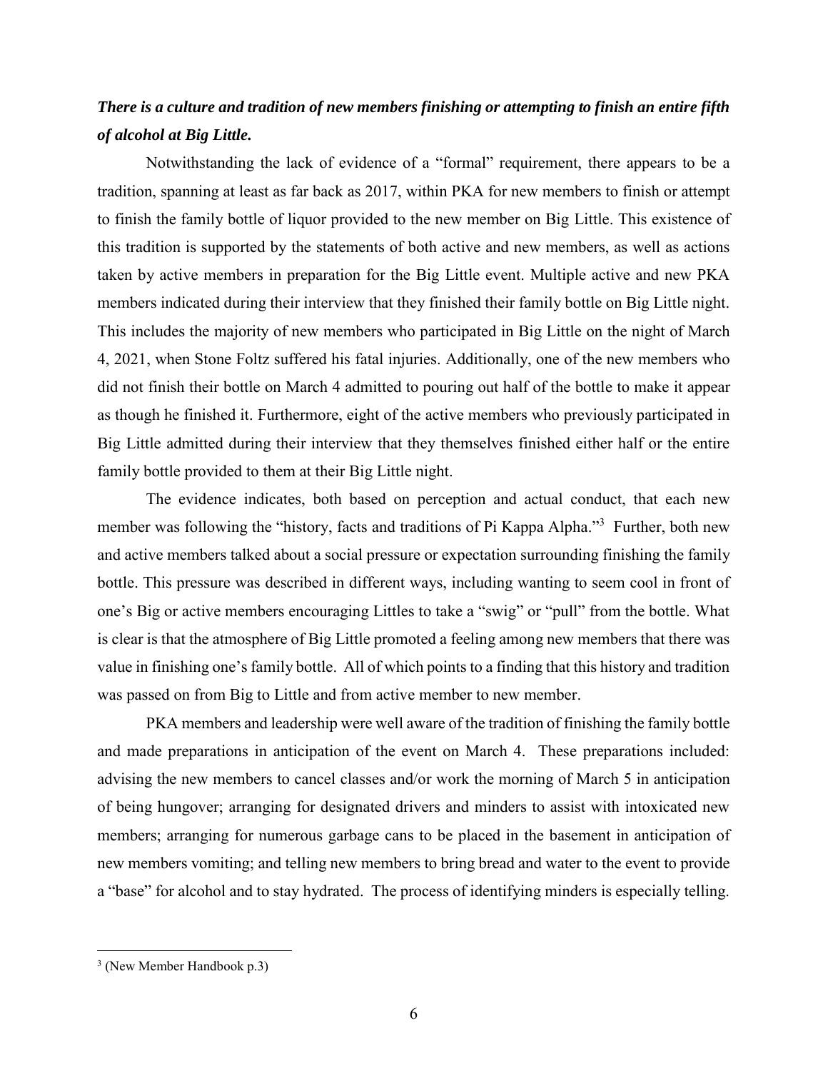***There is a culture and tradition of new members finishing or attempting to finish an entire fifth of alcohol at Big Little.***

Notwithstanding the lack of evidence of a "formal" requirement, there appears to be a tradition, spanning at least as far back as 2017, within PKA for new members to finish or attempt to finish the family bottle of liquor provided to the new member on Big Little. This existence of this tradition is supported by the statements of both active and new members, as well as actions taken by active members in preparation for the Big Little event. Multiple active and new PKA members indicated during their interview that they finished their family bottle on Big Little night. This includes the majority of new members who participated in Big Little on the night of March 4, 2021, when Stone Foltz suffered his fatal injuries. Additionally, one of the new members who did not finish their bottle on March 4 admitted to pouring out half of the bottle to make it appear as though he finished it. Furthermore, eight of the active members who previously participated in Big Little admitted during their interview that they themselves finished either half or the entire family bottle provided to them at their Big Little night.

The evidence indicates, both based on perception and actual conduct, that each new member was following the "history, facts and traditions of Pi Kappa Alpha."[3] Further, both new and active members talked about a social pressure or expectation surrounding finishing the family bottle. This pressure was described in different ways, including wanting to seem cool in front of one's Big or active members encouraging Littles to take a "swig" or "pull" from the bottle. What is clear is that the atmosphere of Big Little promoted a feeling among new members that there was value in finishing one's family bottle. All of which points to a finding that this history and tradition was passed on from Big to Little and from active member to new member.

PKA members and leadership were well aware of the tradition of finishing the family bottle and made preparations in anticipation of the event on March 4. These preparations included: advising the new members to cancel classes and/or work the morning of March 5 in anticipation of being hungover; arranging for designated drivers and minders to assist with intoxicated new members; arranging for numerous garbage cans to be placed in the basement in anticipation of new members vomiting; and telling new members to bring bread and water to the event to provide a "base" for alcohol and to stay hydrated. The process of identifying minders is especially telling.

---

[3] (New Member Handbook p.3)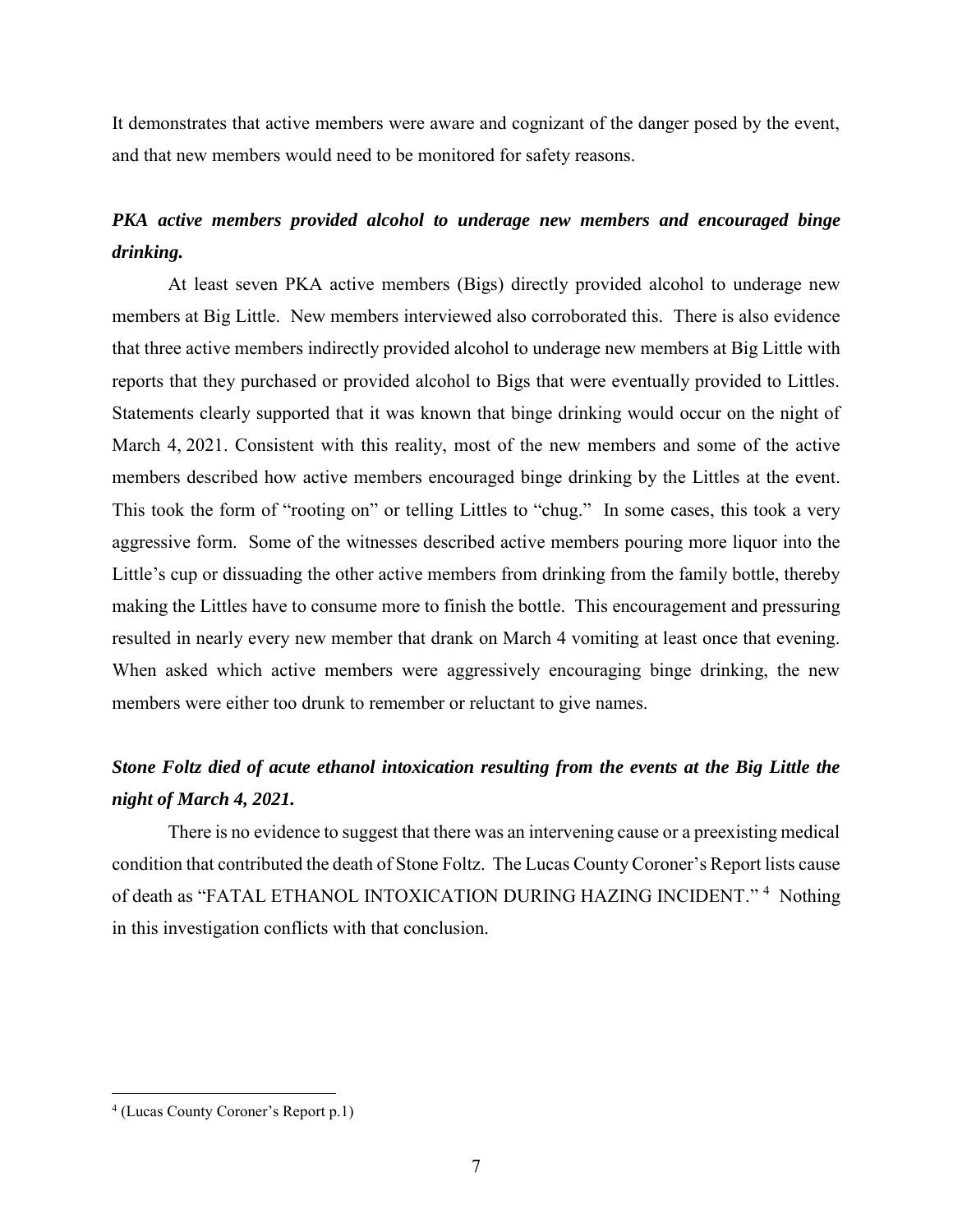It demonstrates that active members were aware and cognizant of the danger posed by the event, and that new members would need to be monitored for safety reasons.

***PKA active members provided alcohol to underage new members and encouraged binge drinking.***

At least seven PKA active members (Bigs) directly provided alcohol to underage new members at Big Little. New members interviewed also corroborated this. There is also evidence that three active members indirectly provided alcohol to underage new members at Big Little with reports that they purchased or provided alcohol to Bigs that were eventually provided to Littles. Statements clearly supported that it was known that binge drinking would occur on the night of March 4, 2021. Consistent with this reality, most of the new members and some of the active members described how active members encouraged binge drinking by the Littles at the event. This took the form of "rooting on" or telling Littles to "chug." In some cases, this took a very aggressive form. Some of the witnesses described active members pouring more liquor into the Little's cup or dissuading the other active members from drinking from the family bottle, thereby making the Littles have to consume more to finish the bottle. This encouragement and pressuring resulted in nearly every new member that drank on March 4 vomiting at least once that evening. When asked which active members were aggressively encouraging binge drinking, the new members were either too drunk to remember or reluctant to give names.

***Stone Foltz died of acute ethanol intoxication resulting from the events at the Big Little the night of March 4, 2021.***

There is no evidence to suggest that there was an intervening cause or a preexisting medical condition that contributed the death of Stone Foltz. The Lucas County Coroner's Report lists cause of death as "FATAL ETHANOL INTOXICATION DURING HAZING INCIDENT." [4] Nothing in this investigation conflicts with that conclusion.

[4] (Lucas County Coroner's Report p.1)